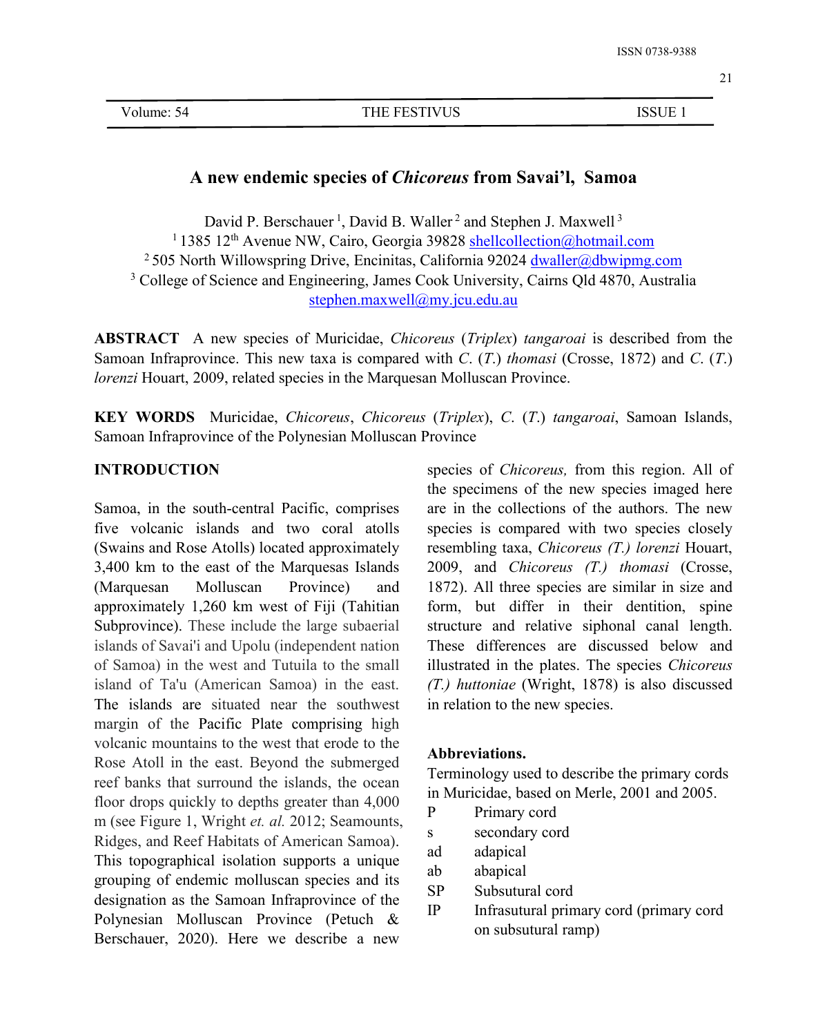# A new endemic species of *Chicoreus* from Savai'l, Samoa

David P. Berschauer [1], David B. Waller [2] and Stephen J. Maxwell [3]

[1] 1385 12th Avenue NW, Cairo, Georgia 39828 shellcollection@hotmail.com

[2] 505 North Willowspring Drive, Encinitas, California 92024 dwaller@dbwipmg.com

[3] College of Science and Engineering, James Cook University, Cairns Qld 4870, Australia stephen.maxwell@my.jcu.edu.au

**ABSTRACT** A new species of Muricidae, *Chicoreus* (*Triplex*) *tangaroai* is described from the Samoan Infraprovince. This new taxa is compared with *C*. (*T*.) *thomasi* (Crosse, 1872) and *C*. (*T*.) *lorenzi* Houart, 2009, related species in the Marquesan Molluscan Province.

**KEY WORDS** Muricidae, *Chicoreus*, *Chicoreus* (*Triplex*), *C*. (*T*.) *tangaroai*, Samoan Islands, Samoan Infraprovince of the Polynesian Molluscan Province

## INTRODUCTION

Samoa, in the south-central Pacific, comprises five volcanic islands and two coral atolls (Swains and Rose Atolls) located approximately 3,400 km to the east of the Marquesas Islands (Marquesan Molluscan Province) and approximately 1,260 km west of Fiji (Tahitian Subprovince). These include the large subaerial islands of Savai'i and Upolu (independent nation of Samoa) in the west and Tutuila to the small island of Ta'u (American Samoa) in the east. The islands are situated near the southwest margin of the Pacific Plate comprising high volcanic mountains to the west that erode to the Rose Atoll in the east. Beyond the submerged reef banks that surround the islands, the ocean floor drops quickly to depths greater than 4,000 m (see Figure 1, Wright *et. al.* 2012; Seamounts, Ridges, and Reef Habitats of American Samoa). This topographical isolation supports a unique grouping of endemic molluscan species and its designation as the Samoan Infraprovince of the Polynesian Molluscan Province (Petuch & Berschauer, 2020). Here we describe a new species of *Chicoreus,* from this region. All of the specimens of the new species imaged here are in the collections of the authors. The new species is compared with two species closely resembling taxa, *Chicoreus (T.) lorenzi* Houart, 2009, and *Chicoreus (T.) thomasi* (Crosse, 1872). All three species are similar in size and form, but differ in their dentition, spine structure and relative siphonal canal length. These differences are discussed below and illustrated in the plates. The species *Chicoreus (T.) huttoniae* (Wright, 1878) is also discussed in relation to the new species.

**Abbreviations.**

Terminology used to describe the primary cords in Muricidae, based on Merle, 2001 and 2005.

| | |
|---|---|
| P | Primary cord |
| s | secondary cord |
| ad | adapical |
| ab | abapical |
| SP | Subsutural cord |
| IP | Infrasutural primary cord (primary cord on subsutural ramp) |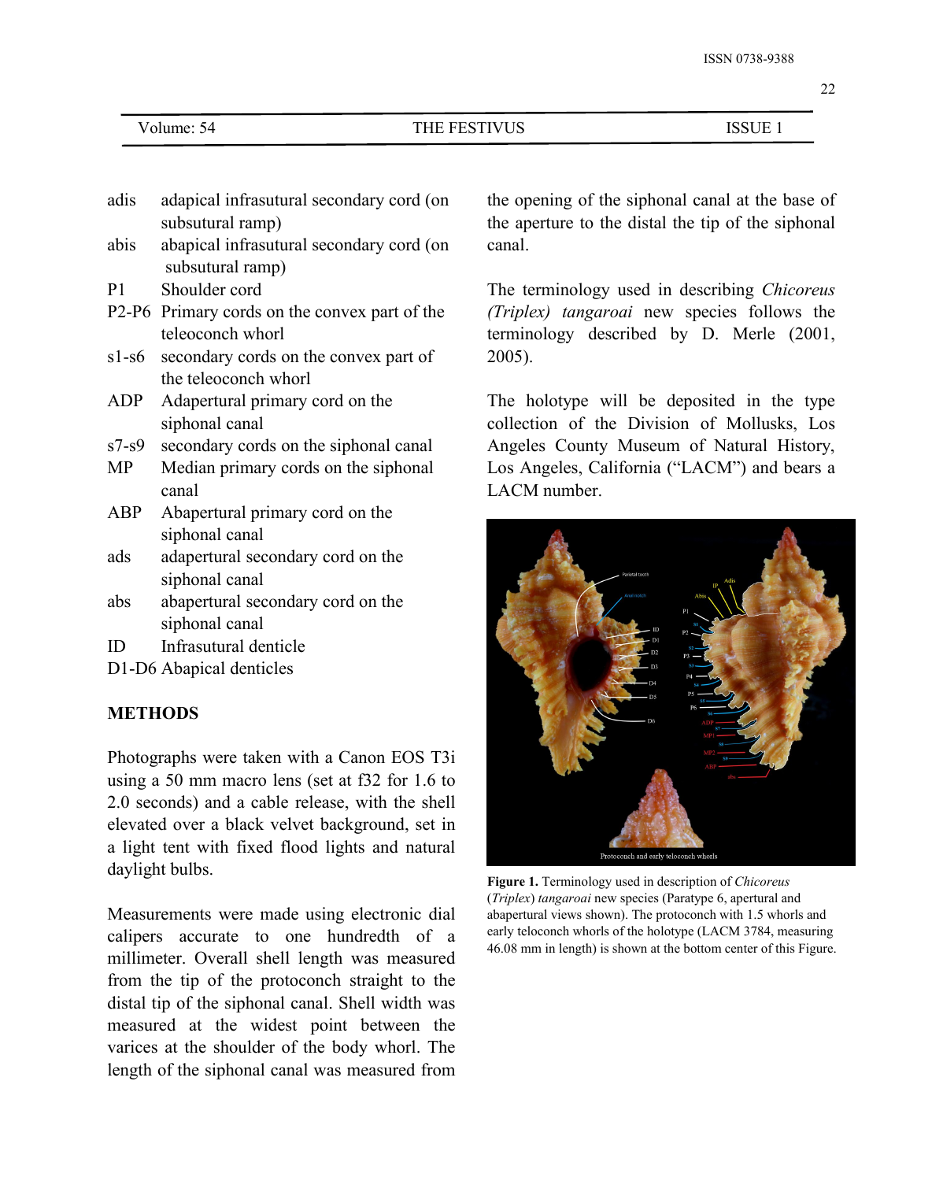| | |
|---|---|
| adis | adapical infrasutural secondary cord (on subsutural ramp) |
| abis | abapical infrasutural secondary cord (on subsutural ramp) |
| P1 | Shoulder cord |
| P2-P6 | Primary cords on the convex part of the teleoconch whorl |
| s1-s6 | secondary cords on the convex part of the teleoconch whorl |
| ADP | Adapertural primary cord on the siphonal canal |
| s7-s9 | secondary cords on the siphonal canal |
| MP | Median primary cords on the siphonal canal |
| ABP | Abapertural primary cord on the siphonal canal |
| ads | adapertural secondary cord on the siphonal canal |
| abs | abapertural secondary cord on the siphonal canal |
| ID | Infrasutural denticle |
| D1-D6 | Abapical denticles |

## METHODS

Photographs were taken with a Canon EOS T3i using a 50 mm macro lens (set at f32 for 1.6 to 2.0 seconds) and a cable release, with the shell elevated over a black velvet background, set in a light tent with fixed flood lights and natural daylight bulbs.

Measurements were made using electronic dial calipers accurate to one hundredth of a millimeter. Overall shell length was measured from the tip of the protoconch straight to the distal tip of the siphonal canal. Shell width was measured at the widest point between the varices at the shoulder of the body whorl. The length of the siphonal canal was measured from the opening of the siphonal canal at the base of the aperture to the distal the tip of the siphonal canal.

The terminology used in describing *Chicoreus (Triplex) tangaroai* new species follows the terminology described by D. Merle (2001, 2005).

The holotype will be deposited in the type collection of the Division of Mollusks, Los Angeles County Museum of Natural History, Los Angeles, California ("LACM") and bears a LACM number.

**Figure 1.** Terminology used in description of *Chicoreus* (*Triplex*) *tangaroai* new species (Paratype 6, apertural and abapertural views shown). The protoconch with 1.5 whorls and early teloconch whorls of the holotype (LACM 3784, measuring 46.08 mm in length) is shown at the bottom center of this Figure.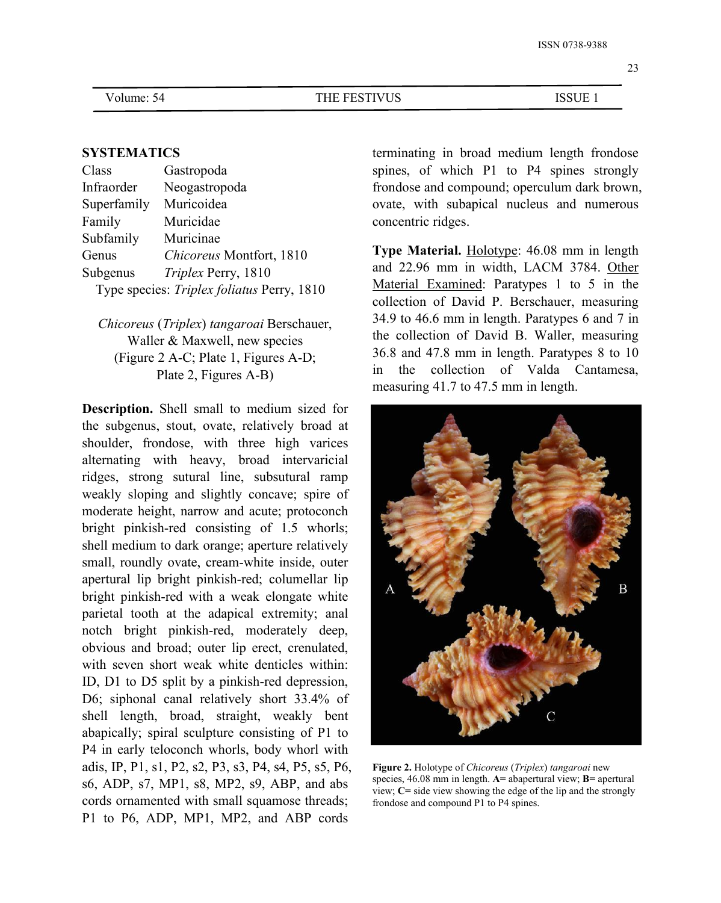## SYSTEMATICS

Class Gastropoda
Infraorder Neogastropoda
Superfamily Muricoidea
Family Muricidae
Subfamily Muricinae
Genus *Chicoreus* Montfort, 1810
Subgenus *Triplex* Perry, 1810
Type species: *Triplex foliatus* Perry, 1810

*Chicoreus* (*Triplex*) *tangaroai* Berschauer, Waller & Maxwell, new species
(Figure 2 A-C; Plate 1, Figures A-D; Plate 2, Figures A-B)

**Description.** Shell small to medium sized for the subgenus, stout, ovate, relatively broad at shoulder, frondose, with three high varices alternating with heavy, broad intervaricial ridges, strong sutural line, subsutural ramp weakly sloping and slightly concave; spire of moderate height, narrow and acute; protoconch bright pinkish-red consisting of 1.5 whorls; shell medium to dark orange; aperture relatively small, roundly ovate, cream-white inside, outer apertural lip bright pinkish-red; columellar lip bright pinkish-red with a weak elongate white parietal tooth at the adapical extremity; anal notch bright pinkish-red, moderately deep, obvious and broad; outer lip erect, crenulated, with seven short weak white denticles within: ID, D1 to D5 split by a pinkish-red depression, D6; siphonal canal relatively short 33.4% of shell length, broad, straight, weakly bent abapically; spiral sculpture consisting of P1 to P4 in early teloconch whorls, body whorl with adis, IP, P1, s1, P2, s2, P3, s3, P4, s4, P5, s5, P6, s6, ADP, s7, MP1, s8, MP2, s9, ABP, and abs cords ornamented with small squamose threads; P1 to P6, ADP, MP1, MP2, and ABP cords terminating in broad medium length frondose spines, of which P1 to P4 spines strongly frondose and compound; operculum dark brown, ovate, with subapical nucleus and numerous concentric ridges.

**Type Material.** Holotype: 46.08 mm in length and 22.96 mm in width, LACM 3784. Other Material Examined: Paratypes 1 to 5 in the collection of David P. Berschauer, measuring 34.9 to 46.6 mm in length. Paratypes 6 and 7 in the collection of David B. Waller, measuring 36.8 and 47.8 mm in length. Paratypes 8 to 10 in the collection of Valda Cantamesa, measuring 41.7 to 47.5 mm in length.

**Figure 2.** Holotype of *Chicoreus* (*Triplex*) *tangaroai* new species, 46.08 mm in length. **A=** abapertural view; **B=** apertural view; **C=** side view showing the edge of the lip and the strongly frondose and compound P1 to P4 spines.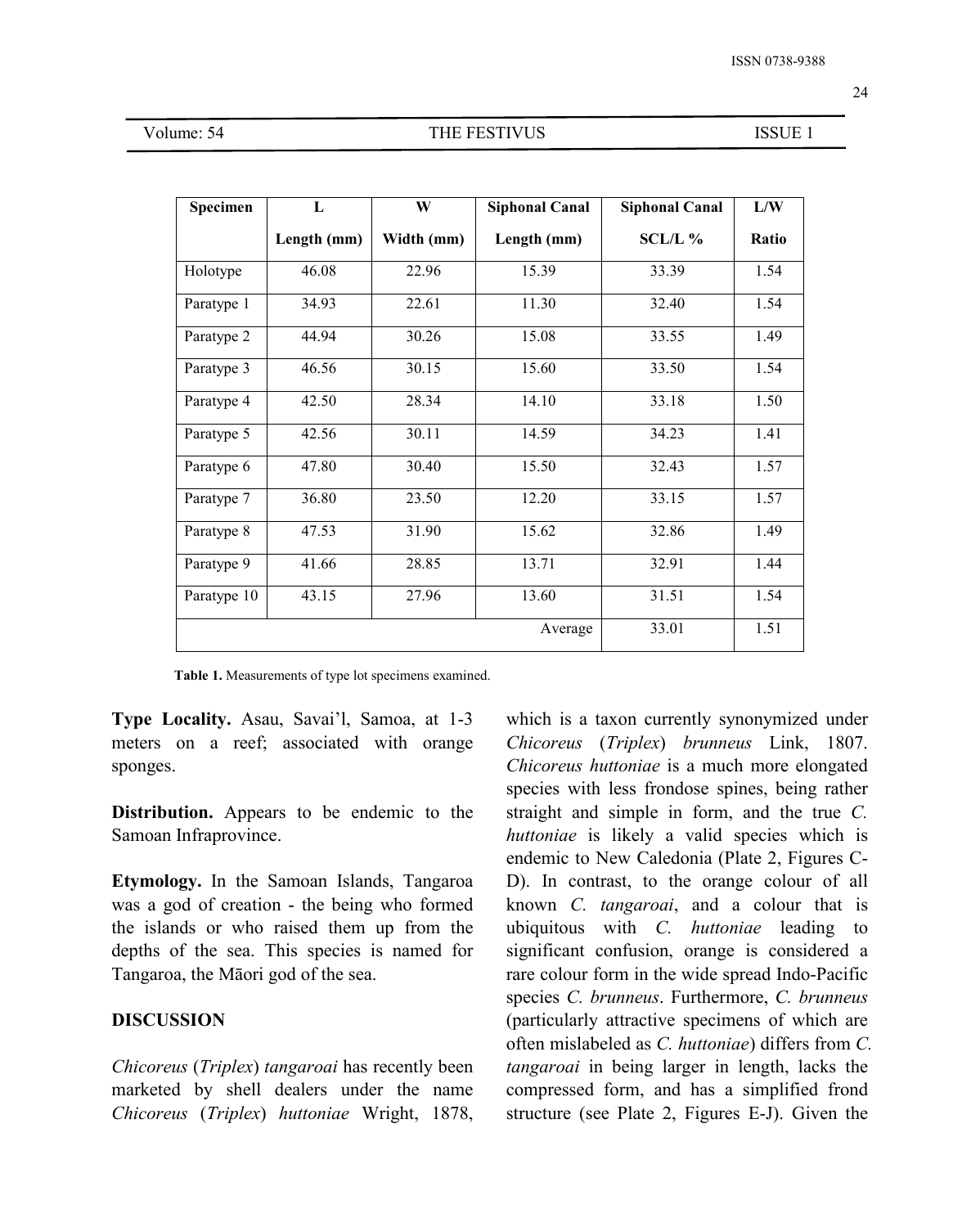| Specimen | L<br>Length (mm) | W<br>Width (mm) | Siphonal Canal<br>Length (mm) | Siphonal Canal<br>SCL/L % | L/W<br>Ratio |
|---|---|---|---|---|---|
| Holotype | 46.08 | 22.96 | 15.39 | 33.39 | 1.54 |
| Paratype 1 | 34.93 | 22.61 | 11.30 | 32.40 | 1.54 |
| Paratype 2 | 44.94 | 30.26 | 15.08 | 33.55 | 1.49 |
| Paratype 3 | 46.56 | 30.15 | 15.60 | 33.50 | 1.54 |
| Paratype 4 | 42.50 | 28.34 | 14.10 | 33.18 | 1.50 |
| Paratype 5 | 42.56 | 30.11 | 14.59 | 34.23 | 1.41 |
| Paratype 6 | 47.80 | 30.40 | 15.50 | 32.43 | 1.57 |
| Paratype 7 | 36.80 | 23.50 | 12.20 | 33.15 | 1.57 |
| Paratype 8 | 47.53 | 31.90 | 15.62 | 32.86 | 1.49 |
| Paratype 9 | 41.66 | 28.85 | 13.71 | 32.91 | 1.44 |
| Paratype 10 | 43.15 | 27.96 | 13.60 | 31.51 | 1.54 |
| | | | Average | 33.01 | 1.51 |

**Table 1.** Measurements of type lot specimens examined.

**Type Locality.** Asau, Savai'l, Samoa, at 1-3 meters on a reef; associated with orange sponges.

**Distribution.** Appears to be endemic to the Samoan Infraprovince.

**Etymology.** In the Samoan Islands, Tangaroa was a god of creation - the being who formed the islands or who raised them up from the depths of the sea. This species is named for Tangaroa, the Māori god of the sea.

## DISCUSSION

*Chicoreus* (*Triplex*) *tangaroai* has recently been marketed by shell dealers under the name *Chicoreus* (*Triplex*) *huttoniae* Wright, 1878, which is a taxon currently synonymized under *Chicoreus* (*Triplex*) *brunneus* Link, 1807. *Chicoreus huttoniae* is a much more elongated species with less frondose spines, being rather straight and simple in form, and the true *C. huttoniae* is likely a valid species which is endemic to New Caledonia (Plate 2, Figures C-D). In contrast, to the orange colour of all known *C. tangaroai*, and a colour that is ubiquitous with *C. huttoniae* leading to significant confusion, orange is considered a rare colour form in the wide spread Indo-Pacific species *C. brunneus*. Furthermore, *C. brunneus* (particularly attractive specimens of which are often mislabeled as *C. huttoniae*) differs from *C. tangaroai* in being larger in length, lacks the compressed form, and has a simplified frond structure (see Plate 2, Figures E-J). Given the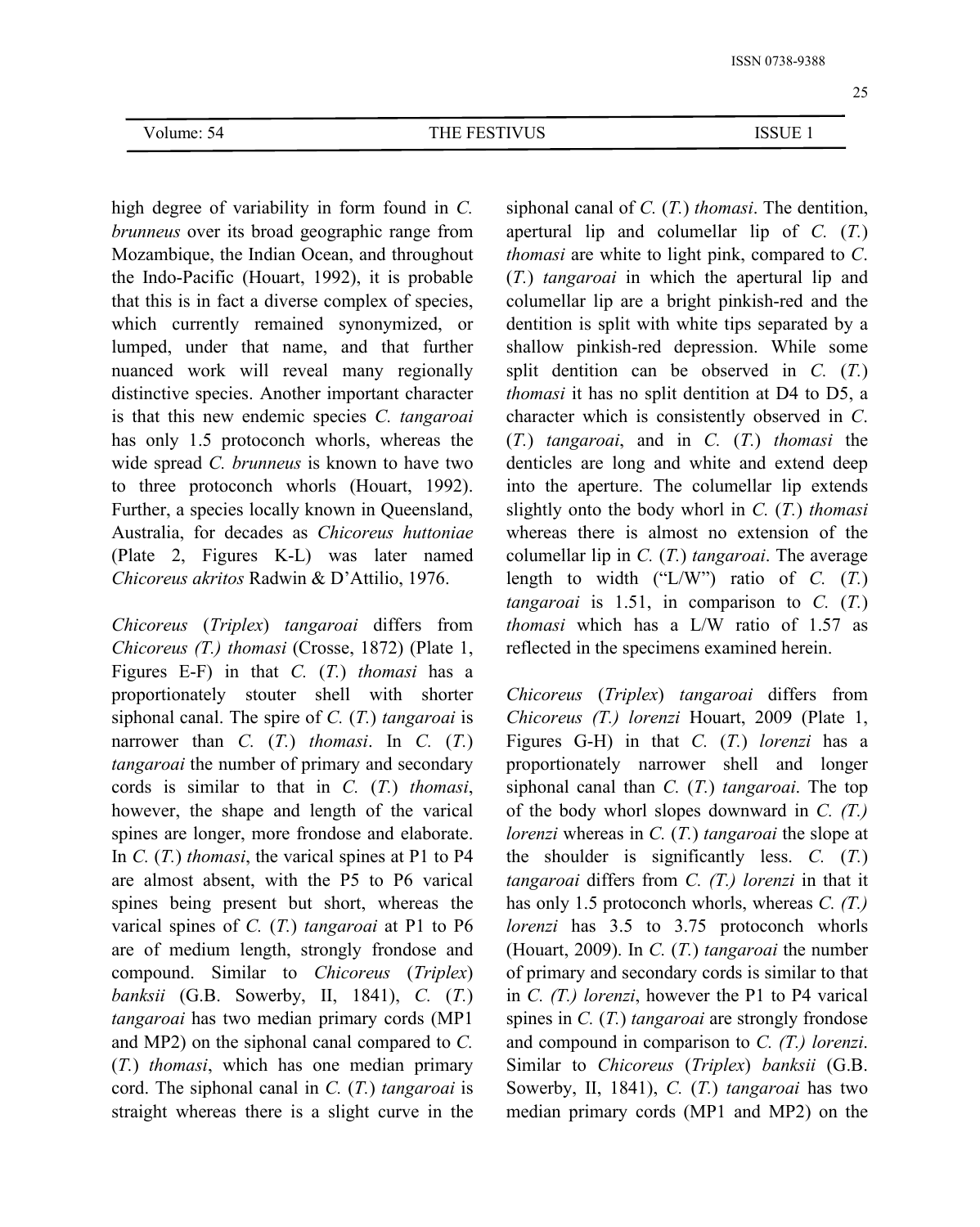high degree of variability in form found in *C. brunneus* over its broad geographic range from Mozambique, the Indian Ocean, and throughout the Indo-Pacific (Houart, 1992), it is probable that this is in fact a diverse complex of species, which currently remained synonymized, or lumped, under that name, and that further nuanced work will reveal many regionally distinctive species. Another important character is that this new endemic species *C. tangaroai* has only 1.5 protoconch whorls, whereas the wide spread *C. brunneus* is known to have two to three protoconch whorls (Houart, 1992). Further, a species locally known in Queensland, Australia, for decades as *Chicoreus huttoniae* (Plate 2, Figures K-L) was later named *Chicoreus akritos* Radwin & D'Attilio, 1976.

*Chicoreus* (*Triplex*) *tangaroai* differs from *Chicoreus (T.) thomasi* (Crosse, 1872) (Plate 1, Figures E-F) in that *C.* (*T.*) *thomasi* has a proportionately stouter shell with shorter siphonal canal. The spire of *C.* (*T.*) *tangaroai* is narrower than *C.* (*T.*) *thomasi*. In *C.* (*T.*) *tangaroai* the number of primary and secondary cords is similar to that in *C.* (*T.*) *thomasi*, however, the shape and length of the varical spines are longer, more frondose and elaborate. In *C.* (*T.*) *thomasi*, the varical spines at P1 to P4 are almost absent, with the P5 to P6 varical spines being present but short, whereas the varical spines of *C.* (*T.*) *tangaroai* at P1 to P6 are of medium length, strongly frondose and compound. Similar to *Chicoreus* (*Triplex*) *banksii* (G.B. Sowerby, II, 1841), *C.* (*T.*) *tangaroai* has two median primary cords (MP1 and MP2) on the siphonal canal compared to *C.* (*T.*) *thomasi*, which has one median primary cord. The siphonal canal in *C.* (*T.*) *tangaroai* is straight whereas there is a slight curve in the siphonal canal of *C.* (*T.*) *thomasi*. The dentition, apertural lip and columellar lip of *C.* (*T.*) *thomasi* are white to light pink, compared to *C.* (*T.*) *tangaroai* in which the apertural lip and columellar lip are a bright pinkish-red and the dentition is split with white tips separated by a shallow pinkish-red depression. While some split dentition can be observed in *C.* (*T.*) *thomasi* it has no split dentition at D4 to D5, a character which is consistently observed in *C.* (*T.*) *tangaroai*, and in *C.* (*T.*) *thomasi* the denticles are long and white and extend deep into the aperture. The columellar lip extends slightly onto the body whorl in *C.* (*T.*) *thomasi* whereas there is almost no extension of the columellar lip in *C.* (*T.*) *tangaroai*. The average length to width ("L/W") ratio of *C.* (*T.*) *tangaroai* is 1.51, in comparison to *C.* (*T.*) *thomasi* which has a L/W ratio of 1.57 as reflected in the specimens examined herein.

*Chicoreus* (*Triplex*) *tangaroai* differs from *Chicoreus (T.) lorenzi* Houart, 2009 (Plate 1, Figures G-H) in that *C.* (*T.*) *lorenzi* has a proportionately narrower shell and longer siphonal canal than *C.* (*T.*) *tangaroai*. The top of the body whorl slopes downward in *C. (T.) lorenzi* whereas in *C.* (*T.*) *tangaroai* the slope at the shoulder is significantly less. *C.* (*T.*) *tangaroai* differs from *C. (T.) lorenzi* in that it has only 1.5 protoconch whorls, whereas *C. (T.) lorenzi* has 3.5 to 3.75 protoconch whorls (Houart, 2009). In *C.* (*T.*) *tangaroai* the number of primary and secondary cords is similar to that in *C. (T.) lorenzi*, however the P1 to P4 varical spines in *C.* (*T.*) *tangaroai* are strongly frondose and compound in comparison to *C. (T.) lorenzi*. Similar to *Chicoreus* (*Triplex*) *banksii* (G.B. Sowerby, II, 1841), *C.* (*T.*) *tangaroai* has two median primary cords (MP1 and MP2) on the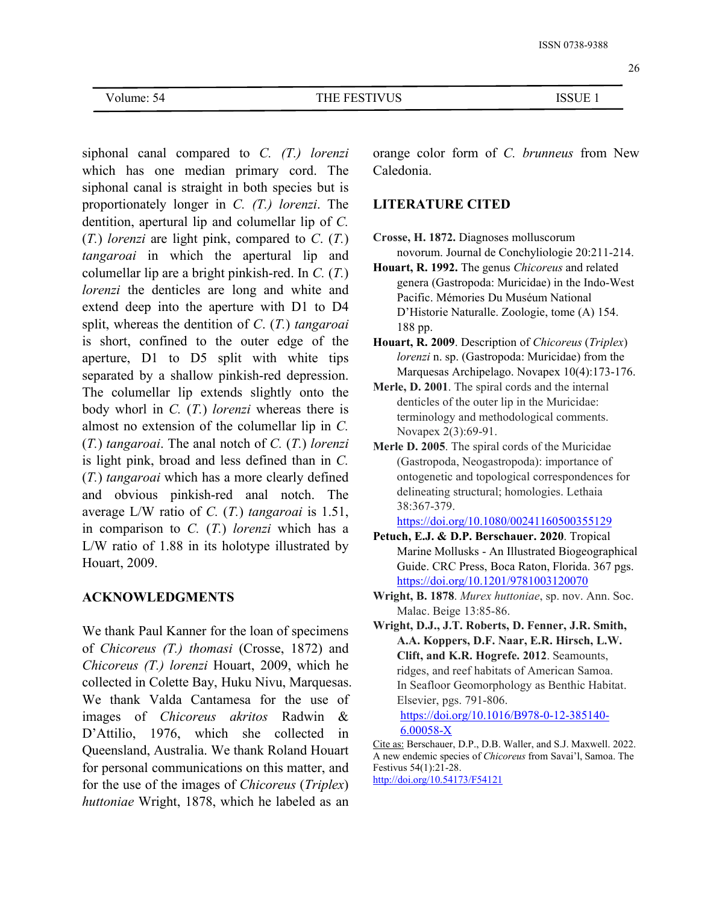siphonal canal compared to *C. (T.) lorenzi* which has one median primary cord. The siphonal canal is straight in both species but is proportionately longer in *C. (T.) lorenzi*. The dentition, apertural lip and columellar lip of *C.* (*T.*) *lorenzi* are light pink, compared to *C.* (*T.*) *tangaroai* in which the apertural lip and columellar lip are a bright pinkish-red. In *C.* (*T.*) *lorenzi* the denticles are long and white and extend deep into the aperture with D1 to D4 split, whereas the dentition of *C.* (*T.*) *tangaroai* is short, confined to the outer edge of the aperture, D1 to D5 split with white tips separated by a shallow pinkish-red depression. The columellar lip extends slightly onto the body whorl in *C.* (*T.*) *lorenzi* whereas there is almost no extension of the columellar lip in *C.* (*T.*) *tangaroai*. The anal notch of *C.* (*T.*) *lorenzi* is light pink, broad and less defined than in *C.* (*T.*) *tangaroai* which has a more clearly defined and obvious pinkish-red anal notch. The average L/W ratio of *C.* (*T.*) *tangaroai* is 1.51, in comparison to *C.* (*T.*) *lorenzi* which has a L/W ratio of 1.88 in its holotype illustrated by Houart, 2009.

## ACKNOWLEDGMENTS

We thank Paul Kanner for the loan of specimens of *Chicoreus (T.) thomasi* (Crosse, 1872) and *Chicoreus (T.) lorenzi* Houart, 2009, which he collected in Colette Bay, Huku Nivu, Marquesas. We thank Valda Cantamesa for the use of images of *Chicoreus akritos* Radwin & D'Attilio, 1976, which she collected in Queensland, Australia. We thank Roland Houart for personal communications on this matter, and for the use of the images of *Chicoreus* (*Triplex*) *huttoniae* Wright, 1878, which he labeled as an orange color form of *C. brunneus* from New Caledonia.

## LITERATURE CITED

**Crosse, H. 1872.** Diagnoses molluscorum novorum. Journal de Conchyliologie 20:211-214.

**Houart, R. 1992.** The genus *Chicoreus* and related genera (Gastropoda: Muricidae) in the Indo-West Pacific. Mémories Du Muséum National D'Historie Naturalle. Zoologie, tome (A) 154. 188 pp.

**Houart, R. 2009**. Description of *Chicoreus* (*Triplex*) *lorenzi* n. sp. (Gastropoda: Muricidae) from the Marquesas Archipelago. Novapex 10(4):173-176.

**Merle, D. 2001**. The spiral cords and the internal denticles of the outer lip in the Muricidae: terminology and methodological comments. Novapex 2(3):69-91.

**Merle D. 2005**. The spiral cords of the Muricidae (Gastropoda, Neogastropoda): importance of ontogenetic and topological correspondences for delineating structural; homologies. Lethaia 38:367-379. https://doi.org/10.1080/00241160500355129

**Petuch, E.J. & D.P. Berschauer. 2020**. Tropical Marine Mollusks - An Illustrated Biogeographical Guide. CRC Press, Boca Raton, Florida. 367 pgs. https://doi.org/10.1201/9781003120070

**Wright, B. 1878**. *Murex huttoniae*, sp. nov. Ann. Soc. Malac. Beige 13:85-86.

**Wright, D.J., J.T. Roberts, D. Fenner, J.R. Smith, A.A. Koppers, D.F. Naar, E.R. Hirsch, L.W. Clift, and K.R. Hogrefe. 2012**. Seamounts, ridges, and reef habitats of American Samoa. In Seafloor Geomorphology as Benthic Habitat. Elsevier, pgs. 791-806. https://doi.org/10.1016/B978-0-12-385140-6.00058-X

Cite as: Berschauer, D.P., D.B. Waller, and S.J. Maxwell. 2022. A new endemic species of *Chicoreus* from Savai'l, Samoa. The Festivus 54(1):21-28. http://doi.org/10.54173/F54121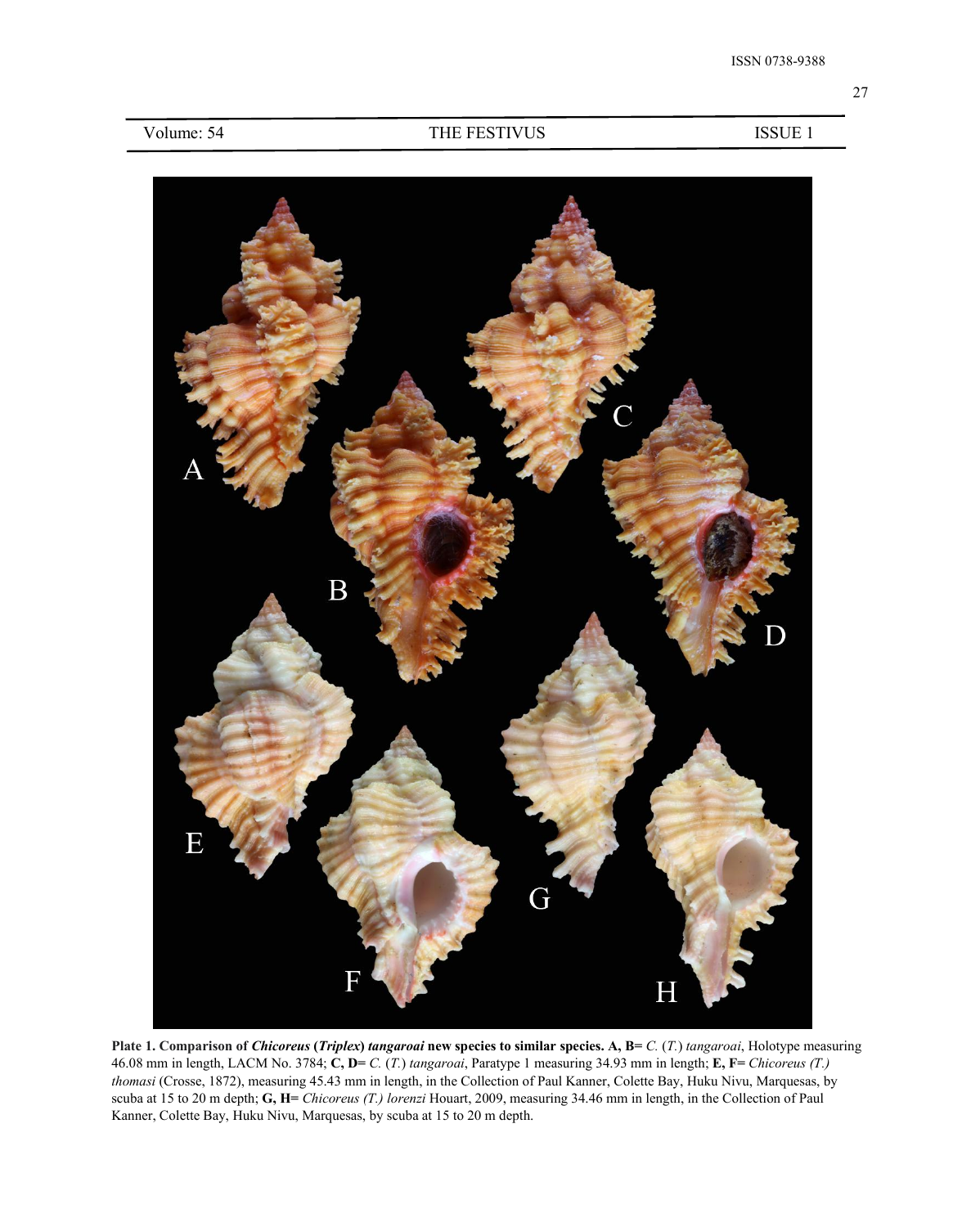**Plate 1. Comparison of *Chicoreus* (*Triplex*) *tangaroai* new species to similar species. A, B=** *C.* (*T.*) *tangaroai*, Holotype measuring 46.08 mm in length, LACM No. 3784; **C, D=** *C.* (*T.*) *tangaroai*, Paratype 1 measuring 34.93 mm in length; **E, F=** *Chicoreus (T.) thomasi* (Crosse, 1872), measuring 45.43 mm in length, in the Collection of Paul Kanner, Colette Bay, Huku Nivu, Marquesas, by scuba at 15 to 20 m depth; **G, H=** *Chicoreus (T.) lorenzi* Houart, 2009, measuring 34.46 mm in length, in the Collection of Paul Kanner, Colette Bay, Huku Nivu, Marquesas, by scuba at 15 to 20 m depth.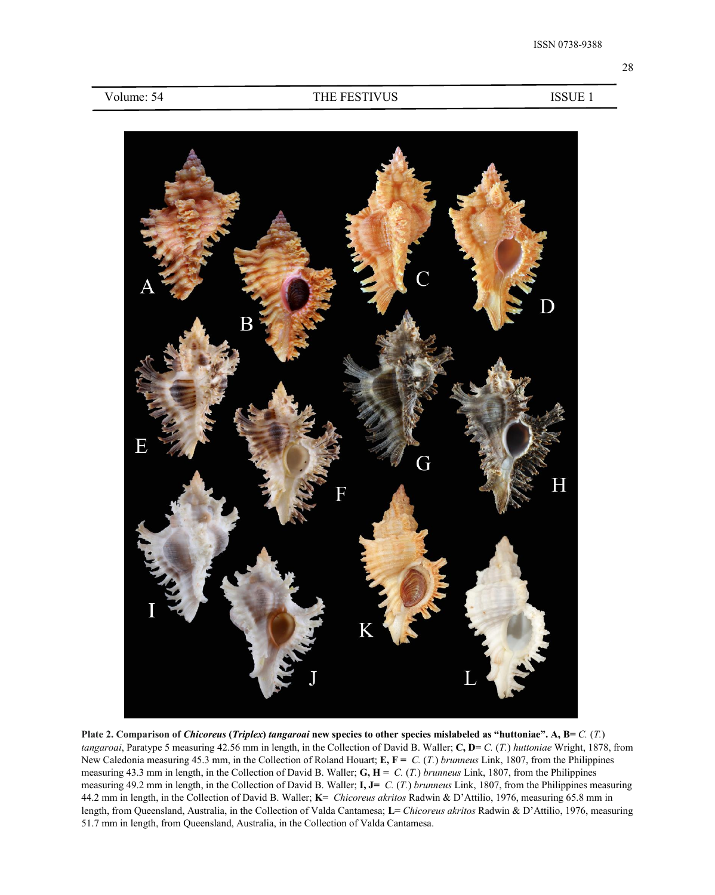**Plate 2. Comparison of *Chicoreus* (*Triplex*) *tangaroai* new species to other species mislabeled as "huttoniae". A, B=** *C.* (*T.*) *tangaroai*, Paratype 5 measuring 42.56 mm in length, in the Collection of David B. Waller; **C, D=** *C.* (*T.*) *huttoniae* Wright, 1878, from New Caledonia measuring 45.3 mm, in the Collection of Roland Houart; **E, F =** *C.* (*T.*) *brunneus* Link, 1807, from the Philippines measuring 43.3 mm in length, in the Collection of David B. Waller; **G, H =** *C.* (*T.*) *brunneus* Link, 1807, from the Philippines measuring 49.2 mm in length, in the Collection of David B. Waller; **I, J=** *C.* (*T.*) *brunneus* Link, 1807, from the Philippines measuring 44.2 mm in length, in the Collection of David B. Waller; **K=** *Chicoreus akritos* Radwin & D'Attilio, 1976, measuring 65.8 mm in length, from Queensland, Australia, in the Collection of Valda Cantamesa; **L=** *Chicoreus akritos* Radwin & D'Attilio, 1976, measuring 51.7 mm in length, from Queensland, Australia, in the Collection of Valda Cantamesa.